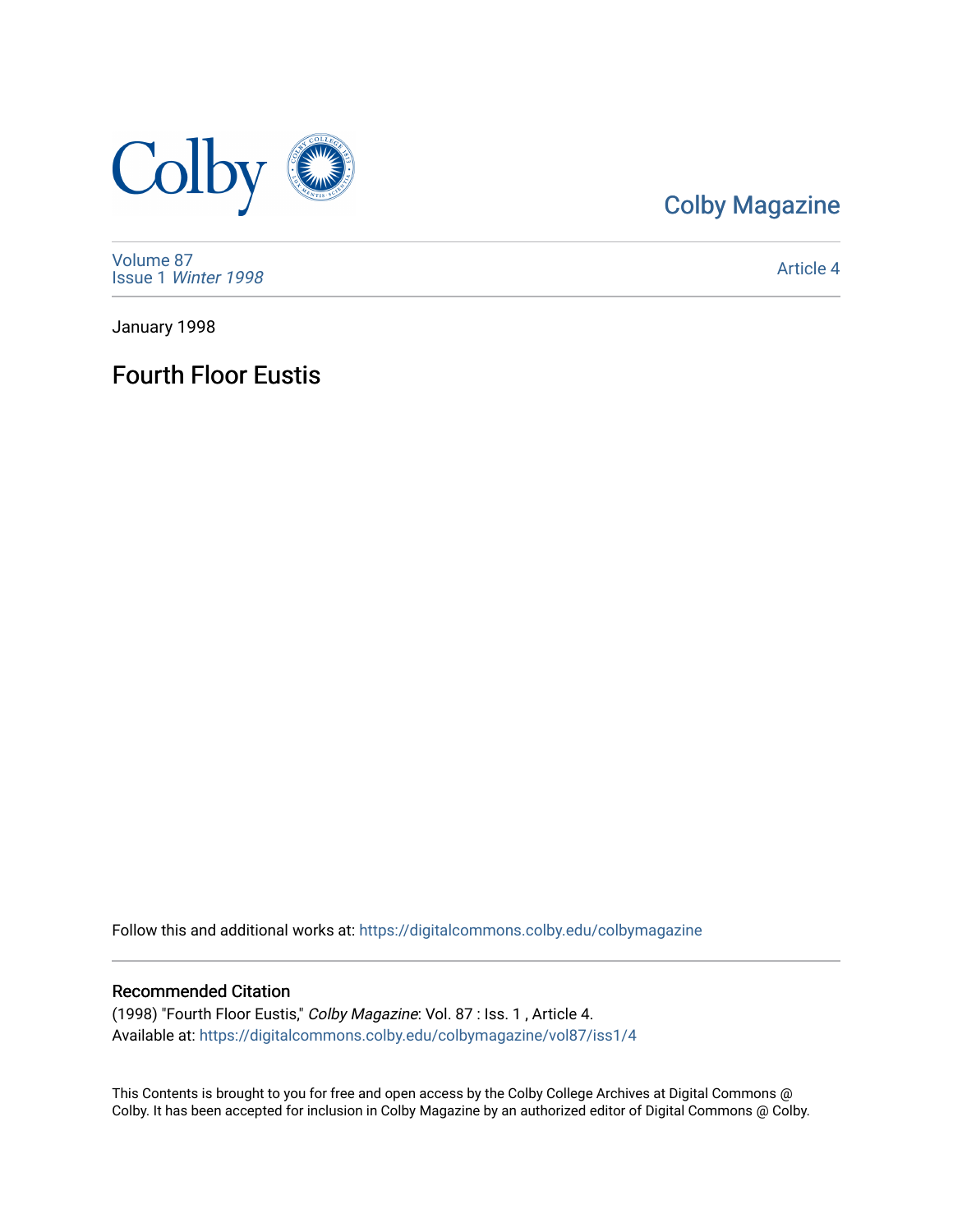Colby Magazine

Volume 87
Issue 1 *Winter 1998*

Article 4

January 1998

# Fourth Floor Eustis

Follow this and additional works at: https://digitalcommons.colby.edu/colbymagazine

## Recommended Citation

(1998) "Fourth Floor Eustis," *Colby Magazine*: Vol. 87 : Iss. 1 , Article 4.
Available at: https://digitalcommons.colby.edu/colbymagazine/vol87/iss1/4

This Contents is brought to you for free and open access by the Colby College Archives at Digital Commons @ Colby. It has been accepted for inclusion in Colby Magazine by an authorized editor of Digital Commons @ Colby.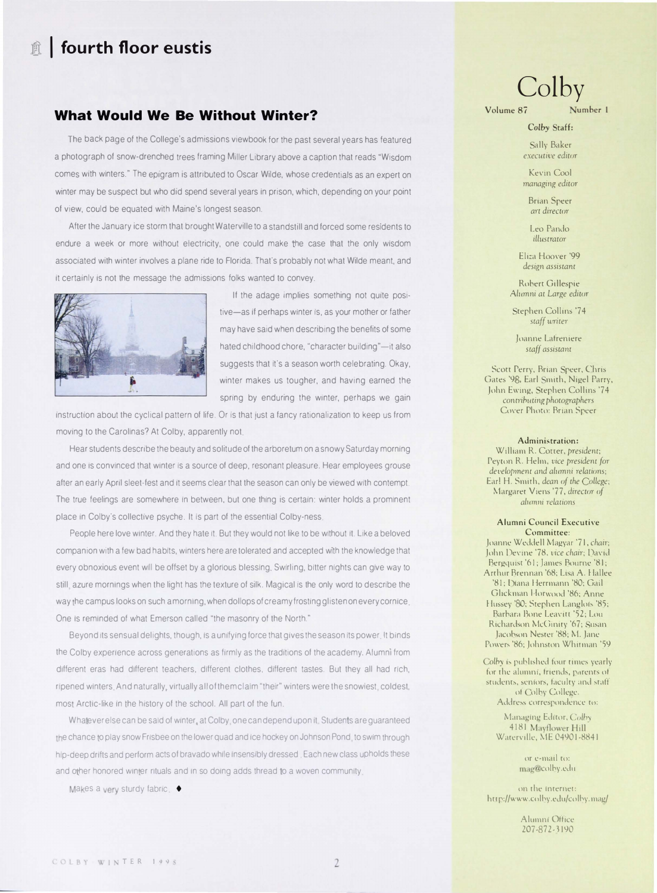# fourth floor eustis

## What Would We Be Without Winter?

The back page of the College's admissions viewbook for the past several years has featured a photograph of snow-drenched trees framing Miller Library above a caption that reads "Wisdom comes with winters." The epigram is attributed to Oscar Wilde, whose credentials as an expert on winter may be suspect but who did spend several years in prison, which, depending on your point of view, could be equated with Maine's longest season.

After the January ice storm that brought Waterville to a standstill and forced some residents to endure a week or more without electricity, one could make the case that the only wisdom associated with winter involves a plane ride to Florida. That's probably not what Wilde meant, and it certainly is not the message the admissions folks wanted to convey.

If the adage implies something not quite positive—as if perhaps winter is, as your mother or father may have said when describing the benefits of some hated childhood chore, "character building"—it also suggests that it's a season worth celebrating. Okay, winter makes us tougher, and having earned the spring by enduring the winter, perhaps we gain instruction about the cyclical pattern of life. Or is that just a fancy rationalization to keep us from moving to the Carolinas? At Colby, apparently not.

Hear students describe the beauty and solitude of the arboretum on a snowy Saturday morning and one is convinced that winter is a source of deep, resonant pleasure. Hear employees grouse after an early April sleet-fest and it seems clear that the season can only be viewed with contempt. The true feelings are somewhere in between, but one thing is certain: winter holds a prominent place in Colby's collective psyche. It is part of the essential Colby-ness.

People here love winter. And they hate it. But they would not like to be without it. Like a beloved companion with a few bad habits, winters here are tolerated and accepted with the knowledge that every obnoxious event will be offset by a glorious blessing. Swirling, bitter nights can give way to still, azure mornings when the light has the texture of silk. Magical is the only word to describe the way the campus looks on such a morning, when dollops of creamy frosting glisten on every cornice. One is reminded of what Emerson called "the masonry of the North."

Beyond its sensual delights, though, is a unifying force that gives the season its power. It binds the Colby experience across generations as firmly as the traditions of the academy. Alumni from different eras had different teachers, different clothes, different tastes. But they all had rich, ripened winters. And naturally, virtually all of them claim "their" winters were the snowiest, coldest, most Arctic-like in the history of the school. All part of the fun.

Whatever else can be said of winter, at Colby, one can depend upon it. Students are guaranteed the chance to play snow Frisbee on the lower quad and ice hockey on Johnson Pond, to swim through hip-deep drifts and perform acts of bravado while insensibly dressed. Each new class upholds these and other honored winter rituals and in so doing adds thread to a woven community.

Makes a very sturdy fabric. ♦

---

# Colby

Volume 87 Number 1

**Colby Staff:**

Sally Baker
*executive editor*

Kevin Cool
*managing editor*

Brian Speer
*art director*

Leo Pando
*illustrator*

Eliza Hoover '99
*design assistant*

Robert Gillespie
*Alumni at Large editor*

Stephen Collins '74
*staff writer*

Joanne Lafreniere
*staff assistant*

Scott Perry, Brian Speer, Chris Gates '98, Earl Smith, Nigel Parry, John Ewing, Stephen Collins '74
*contributing photographers*
Cover Photo: Brian Speer

**Administration:**
William R. Cotter, *president*; Peyton R. Helm, *vice president for development and alumni relations*; Earl H. Smith, *dean of the College*; Margaret Viens '77, *director of alumni relations*

**Alumni Council Executive Committee:**
Joanne Weddell Magyar '71, *chair*; John Devine '78, *vice chair*; David Bergquist '61; James Bourne '81; Arthur Brennan '68; Lisa A. Hallee '81; Diana Herrmann '80; Gail Glickman Horwood '86; Anne Hussey '80; Stephen Langlois '85; Barbara Bone Leavitt '52; Lou Richardson McGinity '67; Susan Jacobson Nester '88; M. Jane Powers '86; Johnston Whitman '59

*Colby* is published four times yearly for the alumni, friends, parents of students, seniors, faculty and staff of Colby College.
Address correspondence to:

Managing Editor, *Colby*
4181 Mayflower Hill
Waterville, ME 04901-8841

or e-mail to:
mag@colby.edu

on the internet:
http://www.colby.edu/colby.mag/

Alumni Office
207-872-3190